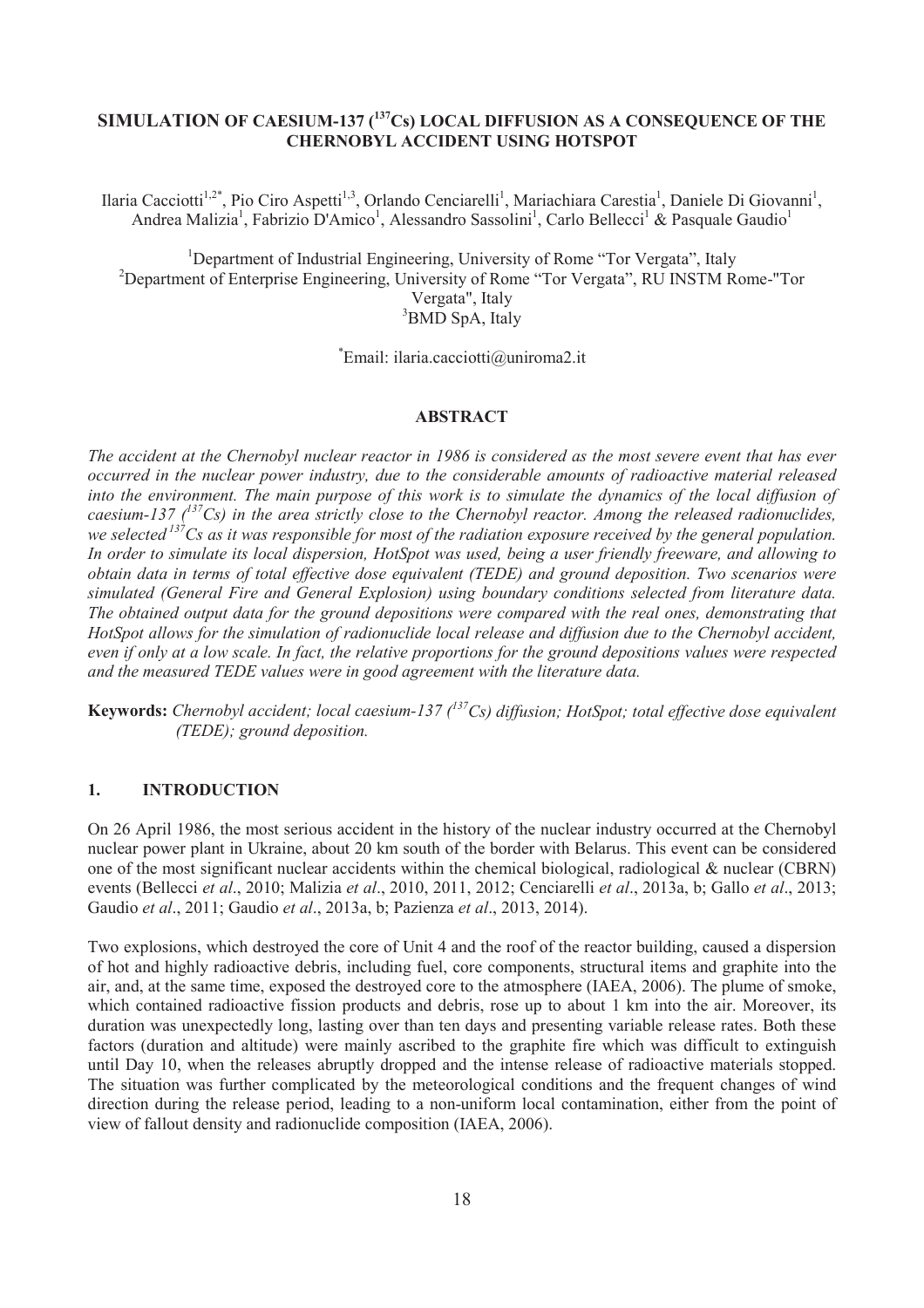# SIMULATION OF CAESIUM-137 ($^{137}Cs$) LOCAL DIFFUSION AS A CONSEQUENCE OF THE CHERNOBYL ACCIDENT USING HOTSPOT

Ilaria Cacciotti[1,2*], Pio Ciro Aspetti[1,3], Orlando Cenciarelli[1], Mariachiara Carestia[1], Daniele Di Giovanni[1], Andrea Malizia[1], Fabrizio D'Amico[1], Alessandro Sassolini[1], Carlo Bellecci[1] & Pasquale Gaudio[1]

[1]Department of Industrial Engineering, University of Rome "Tor Vergata", Italy
[2]Department of Enterprise Engineering, University of Rome "Tor Vergata", RU INSTM Rome-"Tor Vergata", Italy
[3]BMD SpA, Italy

[*]Email: ilaria.cacciotti@uniroma2.it

## ABSTRACT

*The accident at the Chernobyl nuclear reactor in 1986 is considered as the most severe event that has ever occurred in the nuclear power industry, due to the considerable amounts of radioactive material released into the environment. The main purpose of this work is to simulate the dynamics of the local diffusion of caesium-137 ($^{137}Cs$) in the area strictly close to the Chernobyl reactor. Among the released radionuclides, we selected $^{137}Cs$ as it was responsible for most of the radiation exposure received by the general population. In order to simulate its local dispersion, HotSpot was used, being a user friendly freeware, and allowing to obtain data in terms of total effective dose equivalent (TEDE) and ground deposition. Two scenarios were simulated (General Fire and General Explosion) using boundary conditions selected from literature data. The obtained output data for the ground depositions were compared with the real ones, demonstrating that HotSpot allows for the simulation of radionuclide local release and diffusion due to the Chernobyl accident, even if only at a low scale. In fact, the relative proportions for the ground depositions values were respected and the measured TEDE values were in good agreement with the literature data.*

**Keywords:** *Chernobyl accident; local caesium-137 ($^{137}Cs$) diffusion; HotSpot; total effective dose equivalent (TEDE); ground deposition.*

## 1. INTRODUCTION

On 26 April 1986, the most serious accident in the history of the nuclear industry occurred at the Chernobyl nuclear power plant in Ukraine, about 20 km south of the border with Belarus. This event can be considered one of the most significant nuclear accidents within the chemical biological, radiological & nuclear (CBRN) events (Bellecci *et al*., 2010; Malizia *et al*., 2010, 2011, 2012; Cenciarelli *et al*., 2013a, b; Gallo *et al*., 2013; Gaudio *et al*., 2011; Gaudio *et al*., 2013a, b; Pazienza *et al*., 2013, 2014).

Two explosions, which destroyed the core of Unit 4 and the roof of the reactor building, caused a dispersion of hot and highly radioactive debris, including fuel, core components, structural items and graphite into the air, and, at the same time, exposed the destroyed core to the atmosphere (IAEA, 2006). The plume of smoke, which contained radioactive fission products and debris, rose up to about 1 km into the air. Moreover, its duration was unexpectedly long, lasting over than ten days and presenting variable release rates. Both these factors (duration and altitude) were mainly ascribed to the graphite fire which was difficult to extinguish until Day 10, when the releases abruptly dropped and the intense release of radioactive materials stopped. The situation was further complicated by the meteorological conditions and the frequent changes of wind direction during the release period, leading to a non-uniform local contamination, either from the point of view of fallout density and radionuclide composition (IAEA, 2006).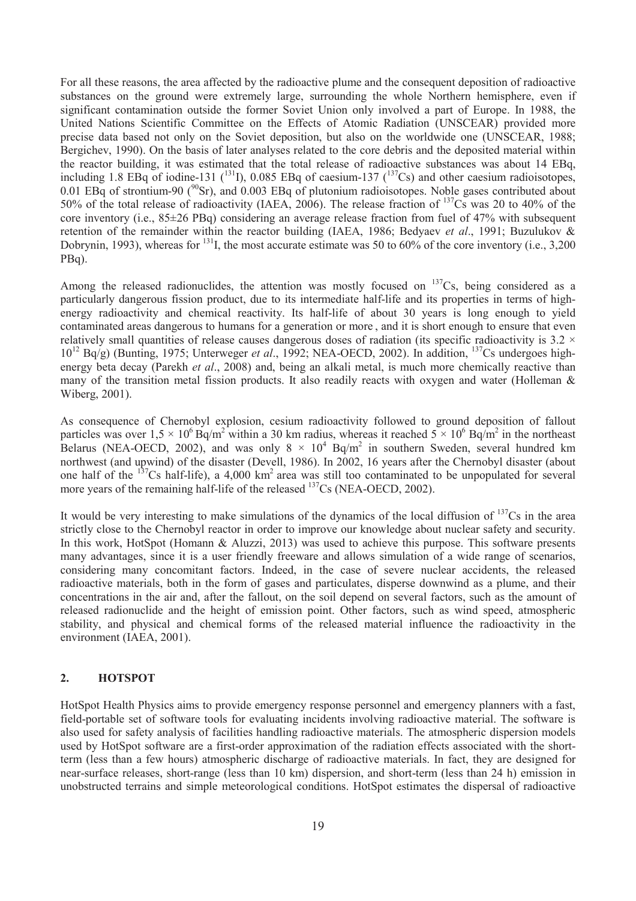For all these reasons, the area affected by the radioactive plume and the consequent deposition of radioactive substances on the ground were extremely large, surrounding the whole Northern hemisphere, even if significant contamination outside the former Soviet Union only involved a part of Europe. In 1988, the United Nations Scientific Committee on the Effects of Atomic Radiation (UNSCEAR) provided more precise data based not only on the Soviet deposition, but also on the worldwide one (UNSCEAR, 1988; Bergichev, 1990). On the basis of later analyses related to the core debris and the deposited material within the reactor building, it was estimated that the total release of radioactive substances was about 14 EBq, including 1.8 EBq of iodine-131 ($^{131}$I), 0.085 EBq of caesium-137 ($^{137}$Cs) and other caesium radioisotopes, 0.01 EBq of strontium-90 ($^{90}$Sr), and 0.003 EBq of plutonium radioisotopes. Noble gases contributed about 50% of the total release of radioactivity (IAEA, 2006). The release fraction of $^{137}$Cs was 20 to 40% of the core inventory (i.e., 85±26 PBq) considering an average release fraction from fuel of 47% with subsequent retention of the remainder within the reactor building (IAEA, 1986; Bedyaev *et al*., 1991; Buzulukov & Dobrynin, 1993), whereas for $^{131}$I, the most accurate estimate was 50 to 60% of the core inventory (i.e., 3,200 PBq).

Among the released radionuclides, the attention was mostly focused on $^{137}$Cs, being considered as a particularly dangerous fission product, due to its intermediate half-life and its properties in terms of high-energy radioactivity and chemical reactivity. Its half-life of about 30 years is long enough to yield contaminated areas dangerous to humans for a generation or more , and it is short enough to ensure that even relatively small quantities of release causes dangerous doses of radiation (its specific radioactivity is $3.2 \times 10^{12}$ Bq/g) (Bunting, 1975; Unterweger *et al*., 1992; NEA-OECD, 2002). In addition, $^{137}$Cs undergoes high-energy beta decay (Parekh *et al*., 2008) and, being an alkali metal, is much more chemically reactive than many of the transition metal fission products. It also readily reacts with oxygen and water (Holleman & Wiberg, 2001).

As consequence of Chernobyl explosion, cesium radioactivity followed to ground deposition of fallout particles was over $1{,}5 \times 10^6$ Bq/m$^2$ within a 30 km radius, whereas it reached $5 \times 10^6$ Bq/m$^2$ in the northeast Belarus (NEA-OECD, 2002), and was only $8 \times 10^4$ Bq/m$^2$ in southern Sweden, several hundred km northwest (and upwind) of the disaster (Devell, 1986). In 2002, 16 years after the Chernobyl disaster (about one half of the $^{137}$Cs half-life), a 4,000 km$^2$ area was still too contaminated to be unpopulated for several more years of the remaining half-life of the released $^{137}$Cs (NEA-OECD, 2002).

It would be very interesting to make simulations of the dynamics of the local diffusion of $^{137}$Cs in the area strictly close to the Chernobyl reactor in order to improve our knowledge about nuclear safety and security. In this work, HotSpot (Homann & Aluzzi, 2013) was used to achieve this purpose. This software presents many advantages, since it is a user friendly freeware and allows simulation of a wide range of scenarios, considering many concomitant factors. Indeed, in the case of severe nuclear accidents, the released radioactive materials, both in the form of gases and particulates, disperse downwind as a plume, and their concentrations in the air and, after the fallout, on the soil depend on several factors, such as the amount of released radionuclide and the height of emission point. Other factors, such as wind speed, atmospheric stability, and physical and chemical forms of the released material influence the radioactivity in the environment (IAEA, 2001).

## 2. HOTSPOT

HotSpot Health Physics aims to provide emergency response personnel and emergency planners with a fast, field-portable set of software tools for evaluating incidents involving radioactive material. The software is also used for safety analysis of facilities handling radioactive materials. The atmospheric dispersion models used by HotSpot software are a first-order approximation of the radiation effects associated with the short-term (less than a few hours) atmospheric discharge of radioactive materials. In fact, they are designed for near-surface releases, short-range (less than 10 km) dispersion, and short-term (less than 24 h) emission in unobstructed terrains and simple meteorological conditions. HotSpot estimates the dispersal of radioactive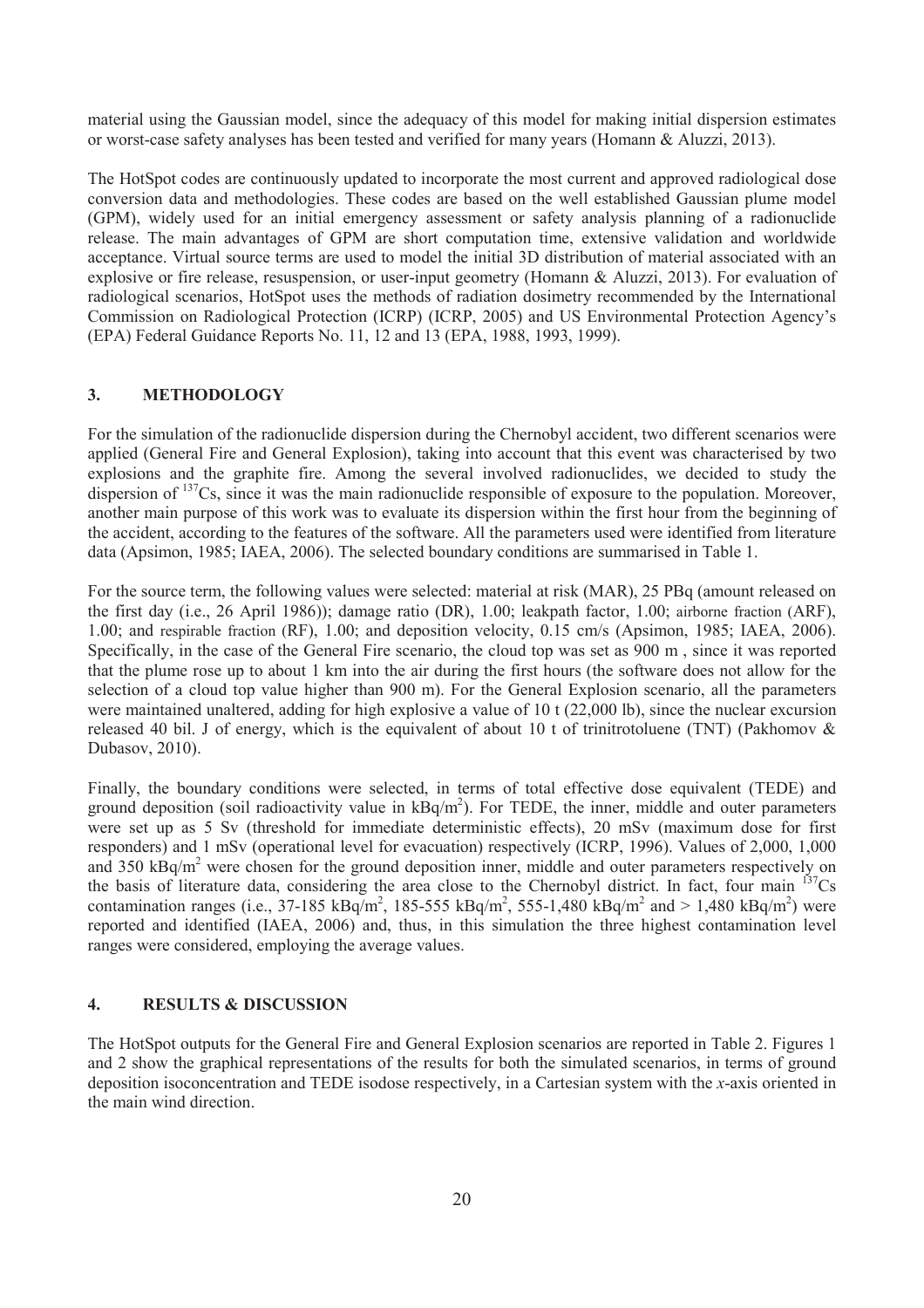material using the Gaussian model, since the adequacy of this model for making initial dispersion estimates or worst-case safety analyses has been tested and verified for many years (Homann & Aluzzi, 2013).

The HotSpot codes are continuously updated to incorporate the most current and approved radiological dose conversion data and methodologies. These codes are based on the well established Gaussian plume model (GPM), widely used for an initial emergency assessment or safety analysis planning of a radionuclide release. The main advantages of GPM are short computation time, extensive validation and worldwide acceptance. Virtual source terms are used to model the initial 3D distribution of material associated with an explosive or fire release, resuspension, or user-input geometry (Homann & Aluzzi, 2013). For evaluation of radiological scenarios, HotSpot uses the methods of radiation dosimetry recommended by the International Commission on Radiological Protection (ICRP) (ICRP, 2005) and US Environmental Protection Agency's (EPA) Federal Guidance Reports No. 11, 12 and 13 (EPA, 1988, 1993, 1999).

## 3. METHODOLOGY

For the simulation of the radionuclide dispersion during the Chernobyl accident, two different scenarios were applied (General Fire and General Explosion), taking into account that this event was characterised by two explosions and the graphite fire. Among the several involved radionuclides, we decided to study the dispersion of $^{137}Cs$, since it was the main radionuclide responsible of exposure to the population. Moreover, another main purpose of this work was to evaluate its dispersion within the first hour from the beginning of the accident, according to the features of the software. All the parameters used were identified from literature data (Apsimon, 1985; IAEA, 2006). The selected boundary conditions are summarised in Table 1.

For the source term, the following values were selected: material at risk (MAR), 25 PBq (amount released on the first day (i.e., 26 April 1986)); damage ratio (DR), 1.00; leakpath factor, 1.00; airborne fraction (ARF), 1.00; and respirable fraction (RF), 1.00; and deposition velocity, 0.15 cm/s (Apsimon, 1985; IAEA, 2006). Specifically, in the case of the General Fire scenario, the cloud top was set as 900 m , since it was reported that the plume rose up to about 1 km into the air during the first hours (the software does not allow for the selection of a cloud top value higher than 900 m). For the General Explosion scenario, all the parameters were maintained unaltered, adding for high explosive a value of 10 t (22,000 lb), since the nuclear excursion released 40 bil. J of energy, which is the equivalent of about 10 t of trinitrotoluene (TNT) (Pakhomov & Dubasov, 2010).

Finally, the boundary conditions were selected, in terms of total effective dose equivalent (TEDE) and ground deposition (soil radioactivity value in kBq/m$^2$). For TEDE, the inner, middle and outer parameters were set up as 5 Sv (threshold for immediate deterministic effects), 20 mSv (maximum dose for first responders) and 1 mSv (operational level for evacuation) respectively (ICRP, 1996). Values of 2,000, 1,000 and 350 kBq/m$^2$ were chosen for the ground deposition inner, middle and outer parameters respectively on the basis of literature data, considering the area close to the Chernobyl district. In fact, four main $^{137}Cs$ contamination ranges (i.e., 37-185 kBq/m$^2$, 185-555 kBq/m$^2$, 555-1,480 kBq/m$^2$ and > 1,480 kBq/m$^2$) were reported and identified (IAEA, 2006) and, thus, in this simulation the three highest contamination level ranges were considered, employing the average values.

## 4. RESULTS & DISCUSSION

The HotSpot outputs for the General Fire and General Explosion scenarios are reported in Table 2. Figures 1 and 2 show the graphical representations of the results for both the simulated scenarios, in terms of ground deposition isoconcentration and TEDE isodose respectively, in a Cartesian system with the *x*-axis oriented in the main wind direction.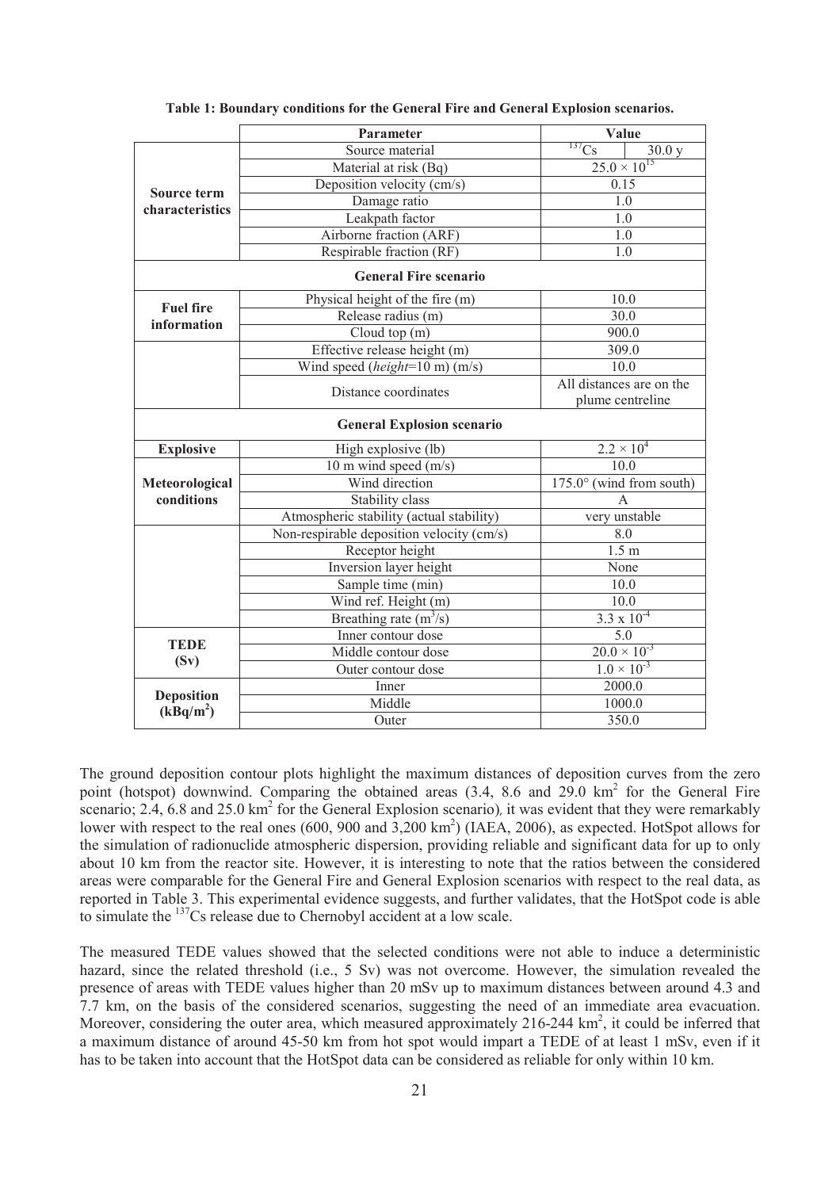**Table 1: Boundary conditions for the General Fire and General Explosion scenarios.**

| | Parameter | Value | |
|---|---|---|---|
| **Source term characteristics** | Source material | $^{137}Cs$ | 30.0 y |
| | Material at risk (Bq) | $25.0 \times 10^{15}$ | |
| | Deposition velocity (cm/s) | 0.15 | |
| | Damage ratio | 1.0 | |
| | Leakpath factor | 1.0 | |
| | Airborne fraction (ARF) | 1.0 | |
| | Respirable fraction (RF) | 1.0 | |
| **General Fire scenario** | | | |
| **Fuel fire information** | Physical height of the fire (m) | 10.0 | |
| | Release radius (m) | 30.0 | |
| | Cloud top (m) | 900.0 | |
| | Effective release height (m) | 309.0 | |
| | Wind speed (*height*=10 m) (m/s) | 10.0 | |
| | Distance coordinates | All distances are on the plume centreline | |
| **General Explosion scenario** | | | |
| **Explosive** | High explosive (lb) | $2.2 \times 10^{4}$ | |
| **Meteorological conditions** | 10 m wind speed (m/s) | 10.0 | |
| | Wind direction | 175.0° (wind from south) | |
| | Stability class | A | |
| | Atmospheric stability (actual stability) | very unstable | |
| | Non-respirable deposition velocity (cm/s) | 8.0 | |
| | Receptor height | 1.5 m | |
| | Inversion layer height | None | |
| | Sample time (min) | 10.0 | |
| | Wind ref. Height (m) | 10.0 | |
| | Breathing rate ($m^3$/s) | $3.3 \times 10^{-4}$ | |
| **TEDE (Sv)** | Inner contour dose | 5.0 | |
| | Middle contour dose | $20.0 \times 10^{-3}$ | |
| | Outer contour dose | $1.0 \times 10^{-3}$ | |
| **Deposition ($kBq/m^2$)** | Inner | 2000.0 | |
| | Middle | 1000.0 | |
| | Outer | 350.0 | |

The ground deposition contour plots highlight the maximum distances of deposition curves from the zero point (hotspot) downwind. Comparing the obtained areas (3.4, 8.6 and 29.0 $km^2$ for the General Fire scenario; 2.4, 6.8 and 25.0 $km^2$ for the General Explosion scenario), it was evident that they were remarkably lower with respect to the real ones (600, 900 and 3,200 $km^2$) (IAEA, 2006), as expected. HotSpot allows for the simulation of radionuclide atmospheric dispersion, providing reliable and significant data for up to only about 10 km from the reactor site. However, it is interesting to note that the ratios between the considered areas were comparable for the General Fire and General Explosion scenarios with respect to the real data, as reported in Table 3. This experimental evidence suggests, and further validates, that the HotSpot code is able to simulate the $^{137}Cs$ release due to Chernobyl accident at a low scale.

The measured TEDE values showed that the selected conditions were not able to induce a deterministic hazard, since the related threshold (i.e., 5 Sv) was not overcome. However, the simulation revealed the presence of areas with TEDE values higher than 20 mSv up to maximum distances between around 4.3 and 7.7 km, on the basis of the considered scenarios, suggesting the need of an immediate area evacuation. Moreover, considering the outer area, which measured approximately 216-244 $km^2$, it could be inferred that a maximum distance of around 45-50 km from hot spot would impart a TEDE of at least 1 mSv, even if it has to be taken into account that the HotSpot data can be considered as reliable for only within 10 km.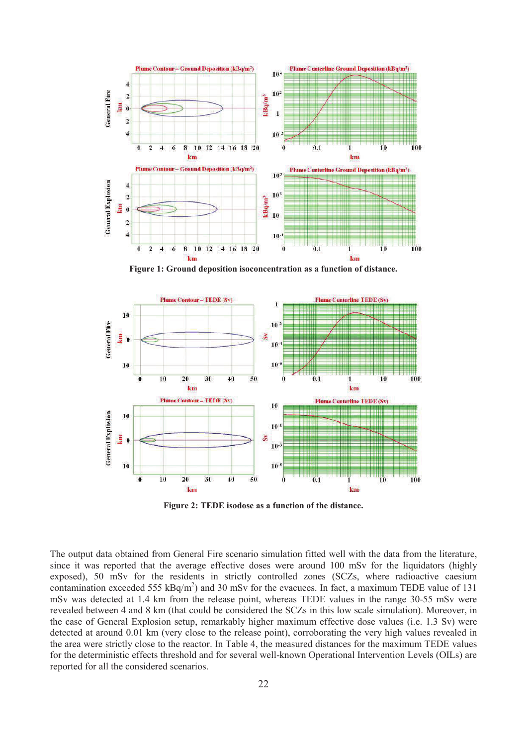**Figure 1: Ground deposition isoconcentration as a function of distance.**

**Figure 2: TEDE isodose as a function of the distance.**

The output data obtained from General Fire scenario simulation fitted well with the data from the literature, since it was reported that the average effective doses were around 100 mSv for the liquidators (highly exposed), 50 mSv for the residents in strictly controlled zones (SCZs, where radioactive caesium contamination exceeded 555 kBq/m$^2$) and 30 mSv for the evacuees. In fact, a maximum TEDE value of 131 mSv was detected at 1.4 km from the release point, whereas TEDE values in the range 30-55 mSv were revealed between 4 and 8 km (that could be considered the SCZs in this low scale simulation). Moreover, in the case of General Explosion setup, remarkably higher maximum effective dose values (i.e. 1.3 Sv) were detected at around 0.01 km (very close to the release point), corroborating the very high values revealed in the area were strictly close to the reactor. In Table 4, the measured distances for the maximum TEDE values for the deterministic effects threshold and for several well-known Operational Intervention Levels (OILs) are reported for all the considered scenarios.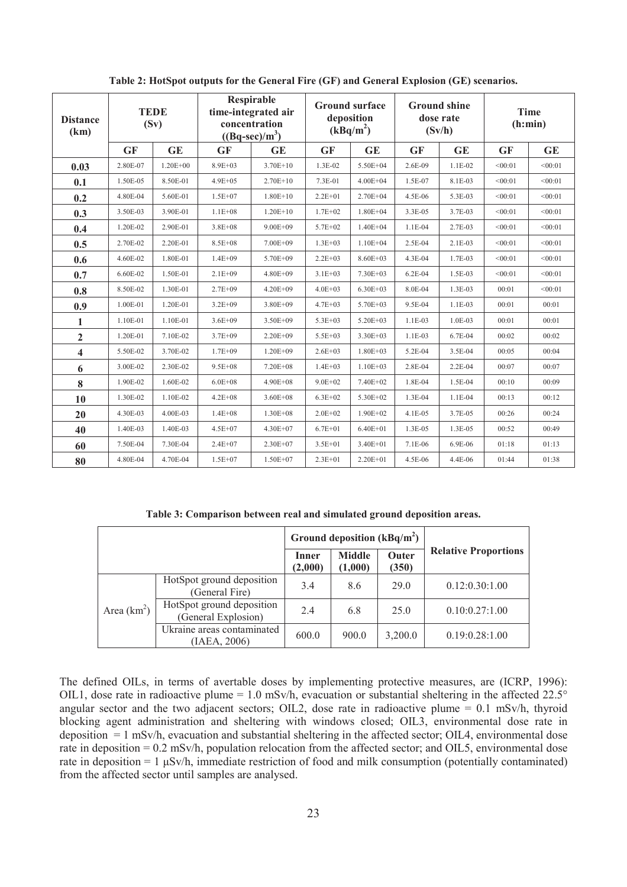**Table 2: HotSpot outputs for the General Fire (GF) and General Explosion (GE) scenarios.**

| Distance (km) | TEDE (Sv) | | Respirable time-integrated air concentration ((Bq-sec)/m$^3$) | | Ground surface deposition (kBq/m$^2$) | | Ground shine dose rate (Sv/h) | | Time (h:min) | |
|---|---|---|---|---|---|---|---|---|---|---|
| | GF | GE | GF | GE | GF | GE | GF | GE | GF | GE |
| 0.03 | 2.80E-07 | 1.20E+00 | 8.9E+03 | 3.70E+10 | 1.3E-02 | 5.50E+04 | 2.6E-09 | 1.1E-02 | <00:01 | <00:01 |
| 0.1 | 1.50E-05 | 8.50E-01 | 4.9E+05 | 2.70E+10 | 7.3E-01 | 4.00E+04 | 1.5E-07 | 8.1E-03 | <00:01 | <00:01 |
| 0.2 | 4.80E-04 | 5.60E-01 | 1.5E+07 | 1.80E+10 | 2.2E+01 | 2.70E+04 | 4.5E-06 | 5.3E-03 | <00:01 | <00:01 |
| 0.3 | 3.50E-03 | 3.90E-01 | 1.1E+08 | 1.20E+10 | 1.7E+02 | 1.80E+04 | 3.3E-05 | 3.7E-03 | <00:01 | <00:01 |
| 0.4 | 1.20E-02 | 2.90E-01 | 3.8E+08 | 9.00E+09 | 5.7E+02 | 1.40E+04 | 1.1E-04 | 2.7E-03 | <00:01 | <00:01 |
| 0.5 | 2.70E-02 | 2.20E-01 | 8.5E+08 | 7.00E+09 | 1.3E+03 | 1.10E+04 | 2.5E-04 | 2.1E-03 | <00:01 | <00:01 |
| 0.6 | 4.60E-02 | 1.80E-01 | 1.4E+09 | 5.70E+09 | 2.2E+03 | 8.60E+03 | 4.3E-04 | 1.7E-03 | <00:01 | <00:01 |
| 0.7 | 6.60E-02 | 1.50E-01 | 2.1E+09 | 4.80E+09 | 3.1E+03 | 7.30E+03 | 6.2E-04 | 1.5E-03 | <00:01 | <00:01 |
| 0.8 | 8.50E-02 | 1.30E-01 | 2.7E+09 | 4.20E+09 | 4.0E+03 | 6.30E+03 | 8.0E-04 | 1.3E-03 | 00:01 | <00:01 |
| 0.9 | 1.00E-01 | 1.20E-01 | 3.2E+09 | 3.80E+09 | 4.7E+03 | 5.70E+03 | 9.5E-04 | 1.1E-03 | 00:01 | 00:01 |
| 1 | 1.10E-01 | 1.10E-01 | 3.6E+09 | 3.50E+09 | 5.3E+03 | 5.20E+03 | 1.1E-03 | 1.0E-03 | 00:01 | 00:01 |
| 2 | 1.20E-01 | 7.10E-02 | 3.7E+09 | 2.20E+09 | 5.5E+03 | 3.30E+03 | 1.1E-03 | 6.7E-04 | 00:02 | 00:02 |
| 4 | 5.50E-02 | 3.70E-02 | 1.7E+09 | 1.20E+09 | 2.6E+03 | 1.80E+03 | 5.2E-04 | 3.5E-04 | 00:05 | 00:04 |
| 6 | 3.00E-02 | 2.30E-02 | 9.5E+08 | 7.20E+08 | 1.4E+03 | 1.10E+03 | 2.8E-04 | 2.2E-04 | 00:07 | 00:07 |
| 8 | 1.90E-02 | 1.60E-02 | 6.0E+08 | 4.90E+08 | 9.0E+02 | 7.40E+02 | 1.8E-04 | 1.5E-04 | 00:10 | 00:09 |
| 10 | 1.30E-02 | 1.10E-02 | 4.2E+08 | 3.60E+08 | 6.3E+02 | 5.30E+02 | 1.3E-04 | 1.1E-04 | 00:13 | 00:12 |
| 20 | 4.30E-03 | 4.00E-03 | 1.4E+08 | 1.30E+08 | 2.0E+02 | 1.90E+02 | 4.1E-05 | 3.7E-05 | 00:26 | 00:24 |
| 40 | 1.40E-03 | 1.40E-03 | 4.5E+07 | 4.30E+07 | 6.7E+01 | 6.40E+01 | 1.3E-05 | 1.3E-05 | 00:52 | 00:49 |
| 60 | 7.50E-04 | 7.30E-04 | 2.4E+07 | 2.30E+07 | 3.5E+01 | 3.40E+01 | 7.1E-06 | 6.9E-06 | 01:18 | 01:13 |
| 80 | 4.80E-04 | 4.70E-04 | 1.5E+07 | 1.50E+07 | 2.3E+01 | 2.20E+01 | 4.5E-06 | 4.4E-06 | 01:44 | 01:38 |

**Table 3: Comparison between real and simulated ground deposition areas.**

| | | Ground deposition (kBq/m$^2$) | | | Relative Proportions |
|---|---|---|---|---|---|
| | | Inner (2,000) | Middle (1,000) | Outer (350) | |
| Area (km$^2$) | HotSpot ground deposition (General Fire) | 3.4 | 8.6 | 29.0 | 0.12:0.30:1.00 |
| | HotSpot ground deposition (General Explosion) | 2.4 | 6.8 | 25.0 | 0.10:0.27:1.00 |
| | Ukraine areas contaminated (IAEA, 2006) | 600.0 | 900.0 | 3,200.0 | 0.19:0.28:1.00 |

The defined OILs, in terms of avertable doses by implementing protective measures, are (ICRP, 1996): OIL1, dose rate in radioactive plume = 1.0 mSv/h, evacuation or substantial sheltering in the affected 22.5° angular sector and the two adjacent sectors; OIL2, dose rate in radioactive plume = 0.1 mSv/h, thyroid blocking agent administration and sheltering with windows closed; OIL3, environmental dose rate in deposition = 1 mSv/h, evacuation and substantial sheltering in the affected sector; OIL4, environmental dose rate in deposition = 0.2 mSv/h, population relocation from the affected sector; and OIL5, environmental dose rate in deposition = 1 μSv/h, immediate restriction of food and milk consumption (potentially contaminated) from the affected sector until samples are analysed.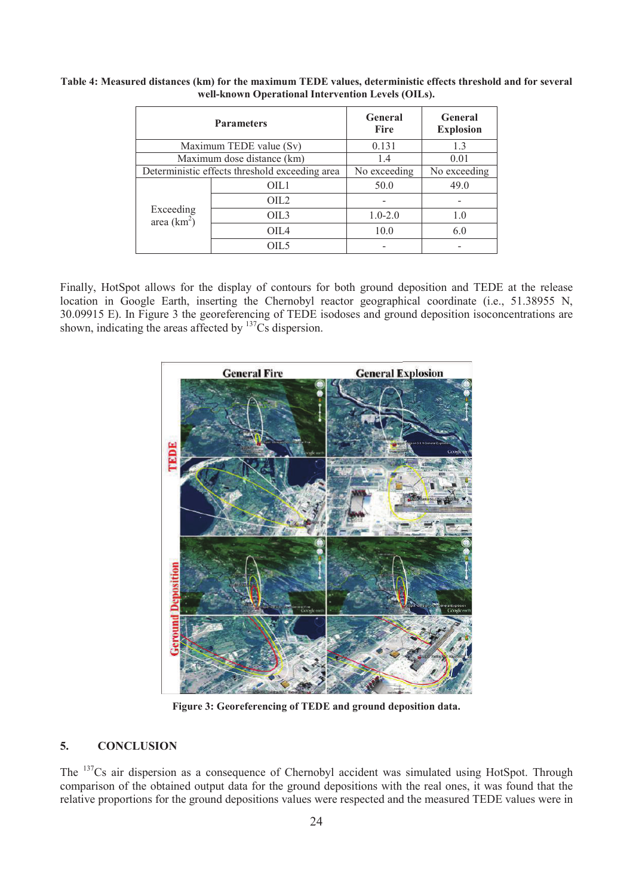**Table 4: Measured distances (km) for the maximum TEDE values, deterministic effects threshold and for several well-known Operational Intervention Levels (OILs).**

| Parameters | | General Fire | General Explosion |
|---|---|---|---|
| Maximum TEDE value (Sv) | | 0.131 | 1.3 |
| Maximum dose distance (km) | | 1.4 | 0.01 |
| Deterministic effects threshold exceeding area | | No exceeding | No exceeding |
| Exceeding area (km$^2$) | OIL1 | 50.0 | 49.0 |
| | OIL2 | - | - |
| | OIL3 | 1.0-2.0 | 1.0 |
| | OIL4 | 10.0 | 6.0 |
| | OIL5 | - | - |

Finally, HotSpot allows for the display of contours for both ground deposition and TEDE at the release location in Google Earth, inserting the Chernobyl reactor geographical coordinate (i.e., 51.38955 N, 30.09915 E). In Figure 3 the georeferencing of TEDE isodoses and ground deposition isoconcentrations are shown, indicating the areas affected by $^{137}$Cs dispersion.

**Figure 3: Georeferencing of TEDE and ground deposition data.**

## 5. CONCLUSION

The $^{137}$Cs air dispersion as a consequence of Chernobyl accident was simulated using HotSpot. Through comparison of the obtained output data for the ground depositions with the real ones, it was found that the relative proportions for the ground depositions values were respected and the measured TEDE values were in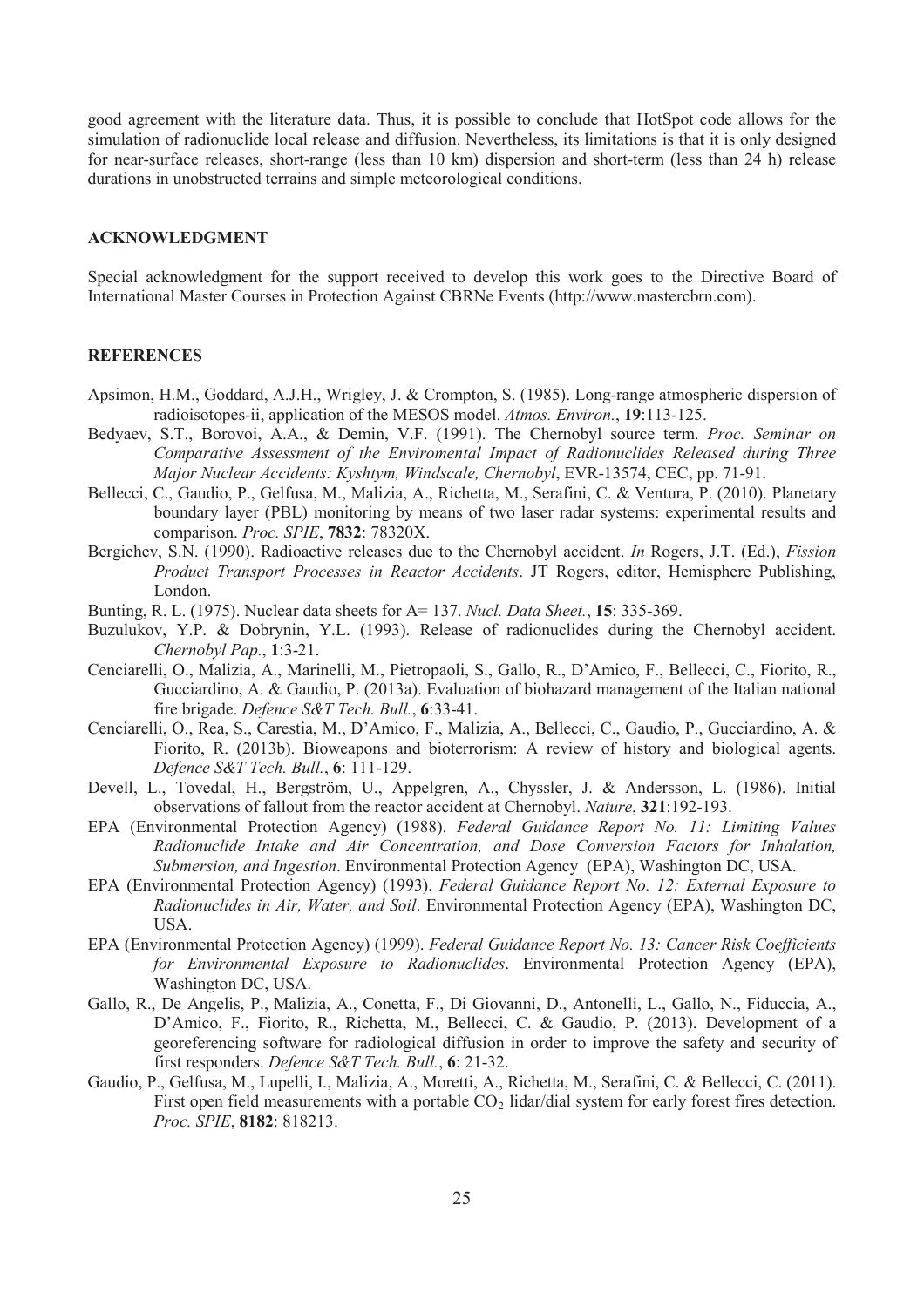good agreement with the literature data. Thus, it is possible to conclude that HotSpot code allows for the simulation of radionuclide local release and diffusion. Nevertheless, its limitations is that it is only designed for near-surface releases, short-range (less than 10 km) dispersion and short-term (less than 24 h) release durations in unobstructed terrains and simple meteorological conditions.

## ACKNOWLEDGMENT

Special acknowledgment for the support received to develop this work goes to the Directive Board of International Master Courses in Protection Against CBRNe Events (http://www.mastercbrn.com).

## REFERENCES

Apsimon, H.M., Goddard, A.J.H., Wrigley, J. & Crompton, S. (1985). Long-range atmospheric dispersion of radioisotopes-ii, application of the MESOS model. *Atmos. Environ.*, **19**:113-125.

Bedyaev, S.T., Borovoi, A.A., & Demin, V.F. (1991). The Chernobyl source term. *Proc. Seminar on Comparative Assessment of the Enviromental Impact of Radionuclides Released during Three Major Nuclear Accidents: Kyshtym, Windscale, Chernobyl*, EVR-13574, CEC, pp. 71-91.

Bellecci, C., Gaudio, P., Gelfusa, M., Malizia, A., Richetta, M., Serafini, C. & Ventura, P. (2010). Planetary boundary layer (PBL) monitoring by means of two laser radar systems: experimental results and comparison. *Proc. SPIE*, **7832**: 78320X.

Bergichev, S.N. (1990). Radioactive releases due to the Chernobyl accident. *In* Rogers, J.T. (Ed.), *Fission Product Transport Processes in Reactor Accidents*. JT Rogers, editor, Hemisphere Publishing, London.

Bunting, R. L. (1975). Nuclear data sheets for A= 137. *Nucl. Data Sheet.*, **15**: 335-369.

Buzulukov, Y.P. & Dobrynin, Y.L. (1993). Release of radionuclides during the Chernobyl accident. *Chernobyl Pap.*, **1**:3-21.

Cenciarelli, O., Malizia, A., Marinelli, M., Pietropaoli, S., Gallo, R., D'Amico, F., Bellecci, C., Fiorito, R., Gucciardino, A. & Gaudio, P. (2013a). Evaluation of biohazard management of the Italian national fire brigade. *Defence S&T Tech. Bull.*, **6**:33-41.

Cenciarelli, O., Rea, S., Carestia, M., D'Amico, F., Malizia, A., Bellecci, C., Gaudio, P., Gucciardino, A. & Fiorito, R. (2013b). Bioweapons and bioterrorism: A review of history and biological agents. *Defence S&T Tech. Bull.*, **6**: 111-129.

Devell, L., Tovedal, H., Bergström, U., Appelgren, A., Chyssler, J. & Andersson, L. (1986). Initial observations of fallout from the reactor accident at Chernobyl. *Nature*, **321**:192-193.

EPA (Environmental Protection Agency) (1988). *Federal Guidance Report No. 11: Limiting Values Radionuclide Intake and Air Concentration, and Dose Conversion Factors for Inhalation, Submersion, and Ingestion*. Environmental Protection Agency (EPA), Washington DC, USA.

EPA (Environmental Protection Agency) (1993). *Federal Guidance Report No. 12: External Exposure to Radionuclides in Air, Water, and Soil*. Environmental Protection Agency (EPA), Washington DC, USA.

EPA (Environmental Protection Agency) (1999). *Federal Guidance Report No. 13: Cancer Risk Coefficients for Environmental Exposure to Radionuclides*. Environmental Protection Agency (EPA), Washington DC, USA.

Gallo, R., De Angelis, P., Malizia, A., Conetta, F., Di Giovanni, D., Antonelli, L., Gallo, N., Fiduccia, A., D'Amico, F., Fiorito, R., Richetta, M., Bellecci, C. & Gaudio, P. (2013). Development of a georeferencing software for radiological diffusion in order to improve the safety and security of first responders. *Defence S&T Tech. Bull.*, **6**: 21-32.

Gaudio, P., Gelfusa, M., Lupelli, I., Malizia, A., Moretti, A., Richetta, M., Serafini, C. & Bellecci, C. (2011). First open field measurements with a portable $CO_2$ lidar/dial system for early forest fires detection. *Proc. SPIE*, **8182**: 818213.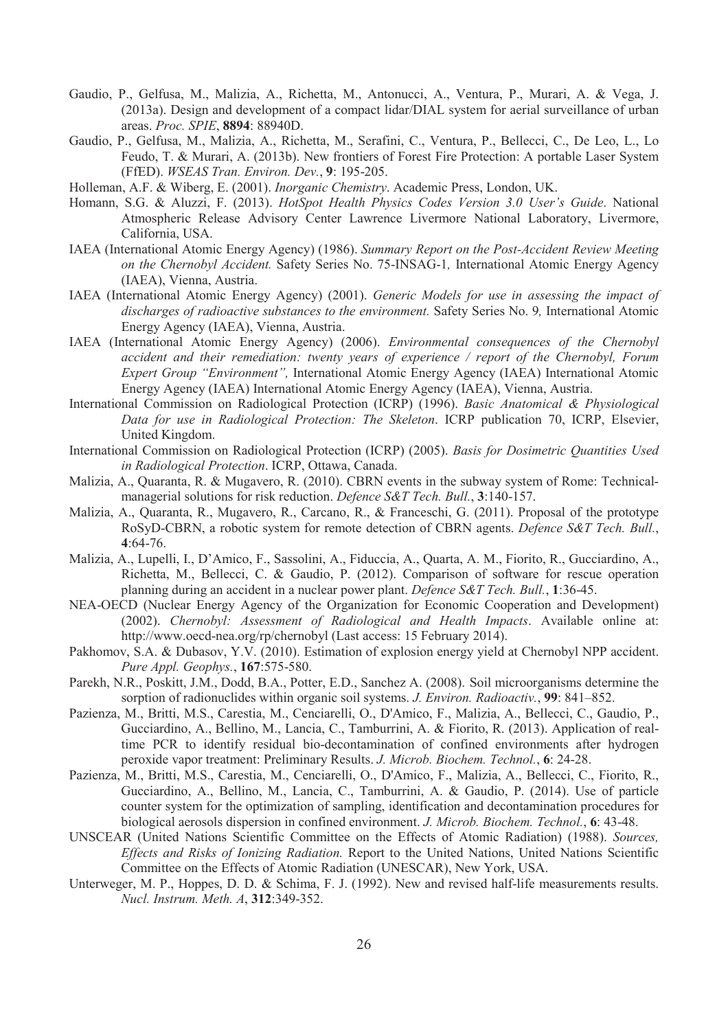Gaudio, P., Gelfusa, M., Malizia, A., Richetta, M., Antonucci, A., Ventura, P., Murari, A. & Vega, J. (2013a). Design and development of a compact lidar/DIAL system for aerial surveillance of urban areas. *Proc. SPIE*, **8894**: 88940D.

Gaudio, P., Gelfusa, M., Malizia, A., Richetta, M., Serafini, C., Ventura, P., Bellecci, C., De Leo, L., Lo Feudo, T. & Murari, A. (2013b). New frontiers of Forest Fire Protection: A portable Laser System (FfED). *WSEAS Tran. Environ. Dev.*, **9**: 195-205.

Holleman, A.F. & Wiberg, E. (2001). *Inorganic Chemistry*. Academic Press, London, UK.

Homann, S.G. & Aluzzi, F. (2013). *HotSpot Health Physics Codes Version 3.0 User's Guide*. National Atmospheric Release Advisory Center Lawrence Livermore National Laboratory, Livermore, California, USA.

IAEA (International Atomic Energy Agency) (1986). *Summary Report on the Post-Accident Review Meeting on the Chernobyl Accident.* Safety Series No. 75-INSAG-1*,* International Atomic Energy Agency (IAEA), Vienna, Austria.

IAEA (International Atomic Energy Agency) (2001). *Generic Models for use in assessing the impact of discharges of radioactive substances to the environment.* Safety Series No. 9*,* International Atomic Energy Agency (IAEA), Vienna, Austria.

IAEA (International Atomic Energy Agency) (2006). *Environmental consequences of the Chernobyl accident and their remediation: twenty years of experience / report of the Chernobyl, Forum Expert Group "Environment",* International Atomic Energy Agency (IAEA) International Atomic Energy Agency (IAEA) International Atomic Energy Agency (IAEA), Vienna, Austria.

International Commission on Radiological Protection (ICRP) (1996). *Basic Anatomical & Physiological Data for use in Radiological Protection: The Skeleton*. ICRP publication 70, ICRP, Elsevier, United Kingdom.

International Commission on Radiological Protection (ICRP) (2005). *Basis for Dosimetric Quantities Used in Radiological Protection*. ICRP, Ottawa, Canada.

Malizia, A., Quaranta, R. & Mugavero, R. (2010). CBRN events in the subway system of Rome: Technical-managerial solutions for risk reduction. *Defence S&T Tech. Bull.*, **3**:140-157.

Malizia, A., Quaranta, R., Mugavero, R., Carcano, R., & Franceschi, G. (2011). Proposal of the prototype RoSyD-CBRN, a robotic system for remote detection of CBRN agents. *Defence S&T Tech. Bull.*, **4**:64-76.

Malizia, A., Lupelli, I., D'Amico, F., Sassolini, A., Fiduccia, A., Quarta, A. M., Fiorito, R., Gucciardino, A., Richetta, M., Bellecci, C. & Gaudio, P. (2012). Comparison of software for rescue operation planning during an accident in a nuclear power plant. *Defence S&T Tech. Bull.*, **1**:36-45.

NEA-OECD (Nuclear Energy Agency of the Organization for Economic Cooperation and Development) (2002). *Chernobyl: Assessment of Radiological and Health Impacts*. Available online at: http://www.oecd-nea.org/rp/chernobyl (Last access: 15 February 2014).

Pakhomov, S.A. & Dubasov, Y.V. (2010). Estimation of explosion energy yield at Chernobyl NPP accident. *Pure Appl. Geophys.*, **167**:575-580.

Parekh, N.R., Poskitt, J.M., Dodd, B.A., Potter, E.D., Sanchez A. (2008). Soil microorganisms determine the sorption of radionuclides within organic soil systems. *J. Environ. Radioactiv.*, **99**: 841–852.

Pazienza, M., Britti, M.S., Carestia, M., Cenciarelli, O., D'Amico, F., Malizia, A., Bellecci, C., Gaudio, P., Gucciardino, A., Bellino, M., Lancia, C., Tamburrini, A. & Fiorito, R. (2013). Application of real-time PCR to identify residual bio-decontamination of confined environments after hydrogen peroxide vapor treatment: Preliminary Results. *J. Microb. Biochem. Technol.*, **6**: 24-28.

Pazienza, M., Britti, M.S., Carestia, M., Cenciarelli, O., D'Amico, F., Malizia, A., Bellecci, C., Fiorito, R., Gucciardino, A., Bellino, M., Lancia, C., Tamburrini, A. & Gaudio, P. (2014). Use of particle counter system for the optimization of sampling, identification and decontamination procedures for biological aerosols dispersion in confined environment. *J. Microb. Biochem. Technol.*, **6**: 43-48.

UNSCEAR (United Nations Scientific Committee on the Effects of Atomic Radiation) (1988). *Sources, Effects and Risks of Ionizing Radiation.* Report to the United Nations, United Nations Scientific Committee on the Effects of Atomic Radiation (UNESCAR), New York, USA.

Unterweger, M. P., Hoppes, D. D. & Schima, F. J. (1992). New and revised half-life measurements results. *Nucl. Instrum. Meth. A*, **312**:349-352.